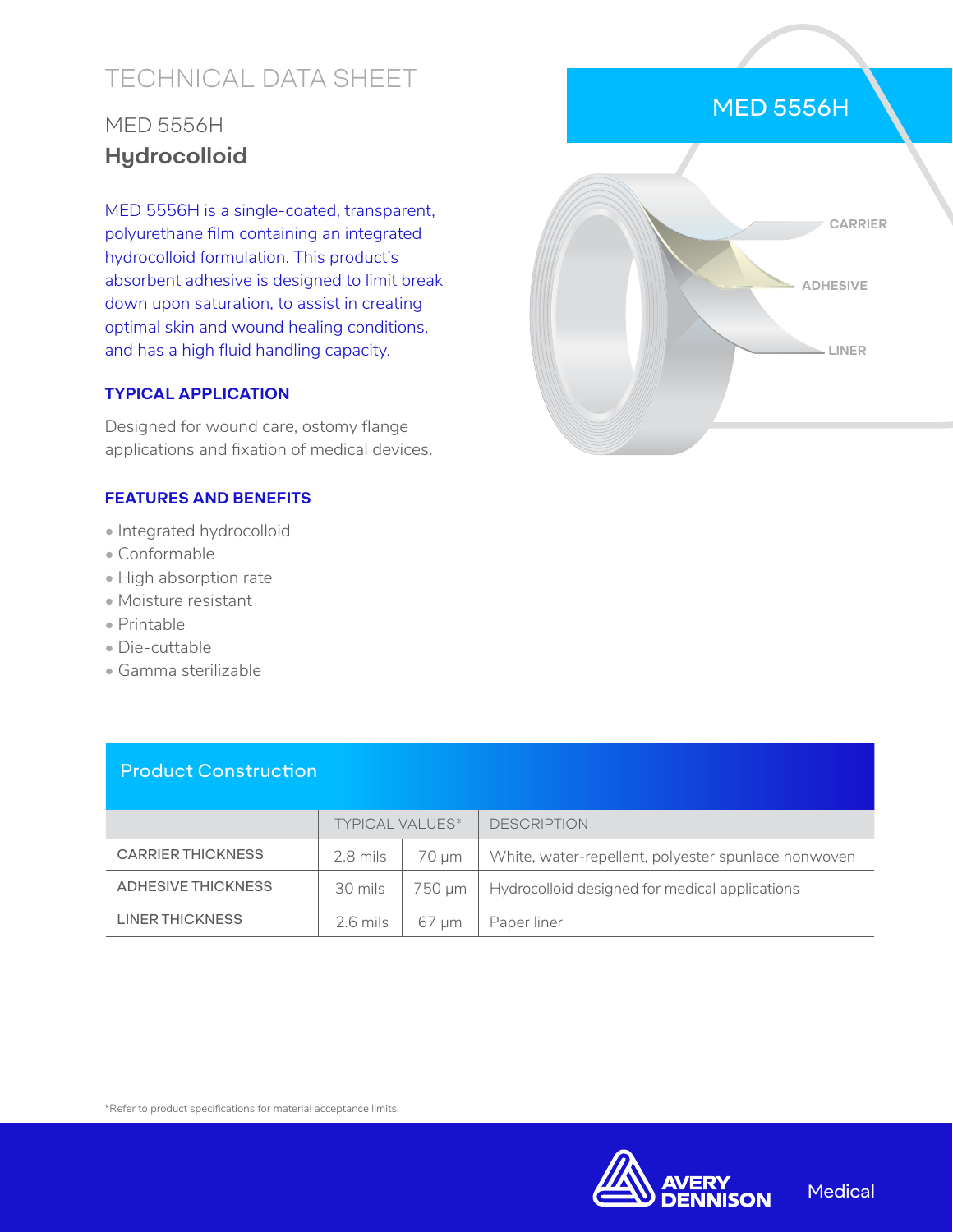# TECHNICAL DATA SHEET

## MED 5556H
## **Hydrocolloid**

MED 5556H is a single-coated, transparent, polyurethane film containing an integrated hydrocolloid formulation. This product's absorbent adhesive is designed to limit break down upon saturation, to assist in creating optimal skin and wound healing conditions, and has a high fluid handling capacity.

### TYPICAL APPLICATION

Designed for wound care, ostomy flange applications and fixation of medical devices.

### FEATURES AND BENEFITS

- Integrated hydrocolloid
- Conformable
- High absorption rate
- Moisture resistant
- Printable
- Die-cuttable
- Gamma sterilizable

MED 5556H

CARRIER

ADHESIVE

LINER

## Product Construction

| | TYPICAL VALUES* | | DESCRIPTION |
|---|---|---|---|
| CARRIER THICKNESS | 2.8 mils | 70 µm | White, water-repellent, polyester spunlace nonwoven |
| ADHESIVE THICKNESS | 30 mils | 750 µm | Hydrocolloid designed for medical applications |
| LINER THICKNESS | 2.6 mils | 67 µm | Paper liner |

*Refer to product specifications for material acceptance limits.

AVERY DENNISON | Medical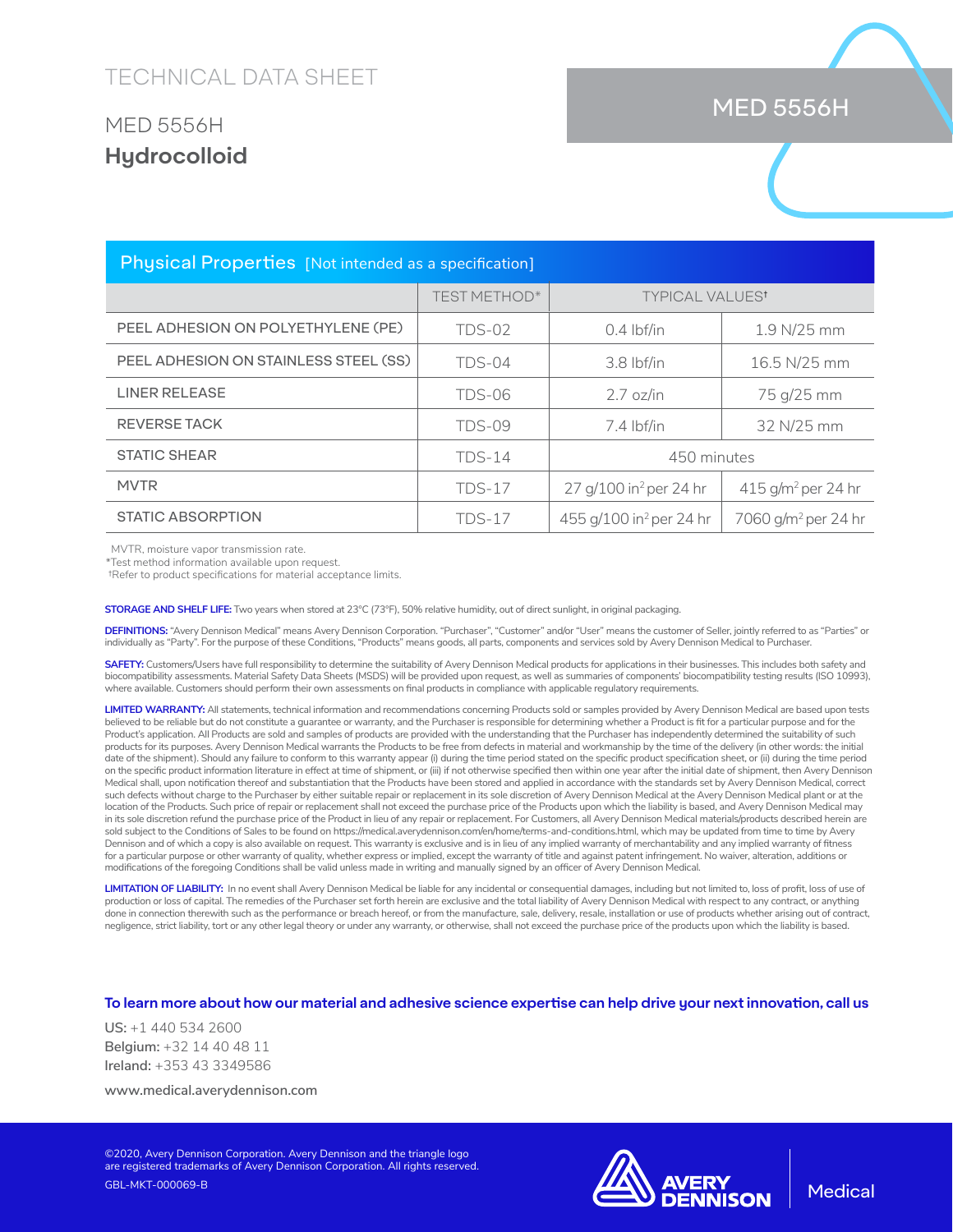# TECHNICAL DATA SHEET

## MED 5556H

## Hydrocolloid

MED 5556H

### Physical Properties [Not intended as a specification]

| | TEST METHOD* | TYPICAL VALUES† | |
|---|---|---|---|
| PEEL ADHESION ON POLYETHYLENE (PE) | TDS-02 | 0.4 lbf/in | 1.9 N/25 mm |
| PEEL ADHESION ON STAINLESS STEEL (SS) | TDS-04 | 3.8 lbf/in | 16.5 N/25 mm |
| LINER RELEASE | TDS-06 | 2.7 oz/in | 75 g/25 mm |
| REVERSE TACK | TDS-09 | 7.4 lbf/in | 32 N/25 mm |
| STATIC SHEAR | TDS-14 | 450 minutes | |
| MVTR | TDS-17 | 27 g/100 in$^2$ per 24 hr | 415 g/m$^2$ per 24 hr |
| STATIC ABSORPTION | TDS-17 | 455 g/100 in$^2$ per 24 hr | 7060 g/m$^2$ per 24 hr |

MVTR, moisture vapor transmission rate.
*Test method information available upon request.
†Refer to product specifications for material acceptance limits.

**STORAGE AND SHELF LIFE:** Two years when stored at 23°C (73°F), 50% relative humidity, out of direct sunlight, in original packaging.

**DEFINITIONS:** "Avery Dennison Medical" means Avery Dennison Corporation. "Purchaser", "Customer" and/or "User" means the customer of Seller, jointly referred to as "Parties" or individually as "Party". For the purpose of these Conditions, "Products" means goods, all parts, components and services sold by Avery Dennison Medical to Purchaser.

**SAFETY:** Customers/Users have full responsibility to determine the suitability of Avery Dennison Medical products for applications in their businesses. This includes both safety and biocompatibility assessments. Material Safety Data Sheets (MSDS) will be provided upon request, as well as summaries of components' biocompatibility testing results (ISO 10993), where available. Customers should perform their own assessments on final products in compliance with applicable regulatory requirements.

**LIMITED WARRANTY:** All statements, technical information and recommendations concerning Products sold or samples provided by Avery Dennison Medical are based upon tests believed to be reliable but do not constitute a guarantee or warranty, and the Purchaser is responsible for determining whether a Product is fit for a particular purpose and for the Product's application. All Products are sold and samples of products are provided with the understanding that the Purchaser has independently determined the suitability of such products for its purposes. Avery Dennison Medical warrants the Products to be free from defects in material and workmanship by the time of the delivery (in other words: the initial date of the shipment). Should any failure to conform to this warranty appear (i) during the time period stated on the specific product specification sheet, or (ii) during the time period on the specific product information literature in effect at time of shipment, or (iii) if not otherwise specified then within one year after the initial date of shipment, then Avery Dennison Medical shall, upon notification thereof and substantiation that the Products have been stored and applied in accordance with the standards set by Avery Dennison Medical, correct such defects without charge to the Purchaser by either suitable repair or replacement in its sole discretion of Avery Dennison Medical at the Avery Dennison Medical plant or at the location of the Products. Such price of repair or replacement shall not exceed the purchase price of the Products upon which the liability is based, and Avery Dennison Medical may in its sole discretion refund the purchase price of the Product in lieu of any repair or replacement. For Customers, all Avery Dennison Medical materials/products described herein are sold subject to the Conditions of Sales to be found on https://medical.averydennison.com/en/home/terms-and-conditions.html, which may be updated from time to time by Avery Dennison and of which a copy is also available on request. This warranty is exclusive and is in lieu of any implied warranty of merchantability and any implied warranty of fitness for a particular purpose or other warranty of quality, whether express or implied, except the warranty of title and against patent infringement. No waiver, alteration, additions or modifications of the foregoing Conditions shall be valid unless made in writing and manually signed by an officer of Avery Dennison Medical.

**LIMITATION OF LIABILITY:** In no event shall Avery Dennison Medical be liable for any incidental or consequential damages, including but not limited to, loss of profit, loss of use of production or loss of capital. The remedies of the Purchaser set forth herein are exclusive and the total liability of Avery Dennison Medical with respect to any contract, or anything done in connection therewith such as the performance or breach hereof, or from the manufacture, sale, delivery, resale, installation or use of products whether arising out of contract, negligence, strict liability, tort or any other legal theory or under any warranty, or otherwise, shall not exceed the purchase price of the products upon which the liability is based.

**To learn more about how our material and adhesive science expertise can help drive your next innovation, call us**

**US:** +1 440 534 2600
**Belgium:** +32 14 40 48 11
**Ireland:** +353 43 3349586

**www.medical.averydennison.com**

©2020, Avery Dennison Corporation. Avery Dennison and the triangle logo are registered trademarks of Avery Dennison Corporation. All rights reserved.

GBL-MKT-000069-B

AVERY DENNISON Medical